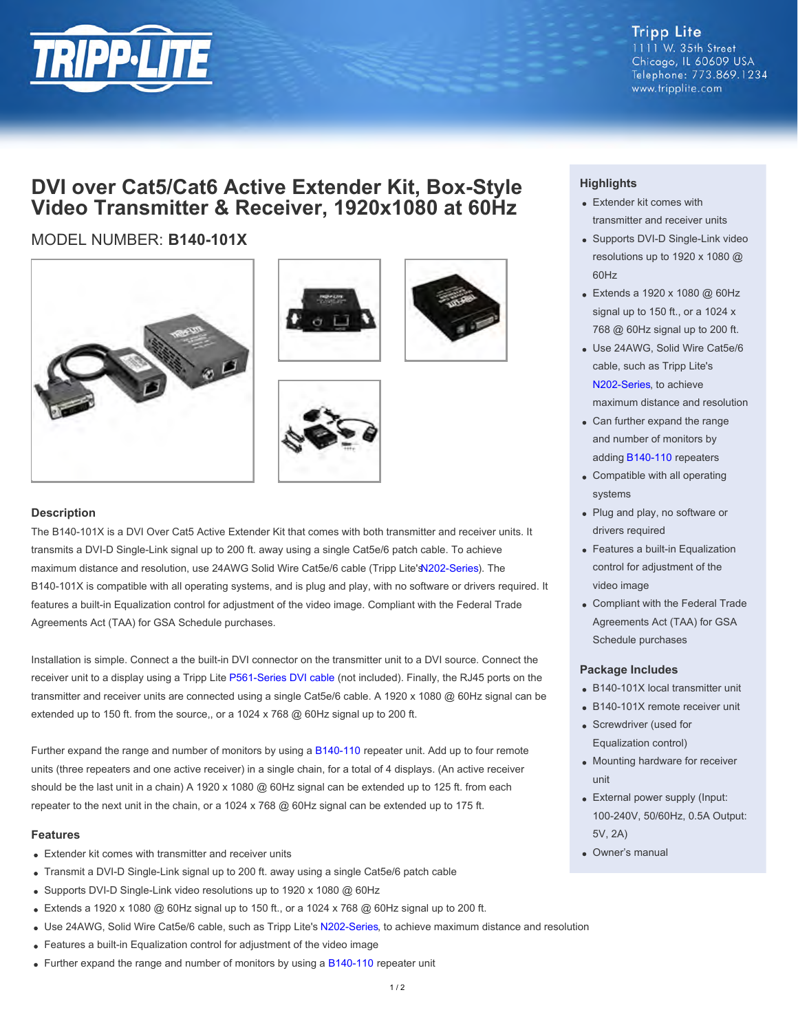Tripp Lite
1111 W. 35th Street
Chicago, IL 60609 USA
Telephone: 773.869.1234
www.tripplite.com

# DVI over Cat5/Cat6 Active Extender Kit, Box-Style Video Transmitter & Receiver, 1920x1080 at 60Hz

MODEL NUMBER: **B140-101X**

## Highlights

- Extender kit comes with transmitter and receiver units
- Supports DVI-D Single-Link video resolutions up to 1920 x 1080 @ 60Hz
- Extends a 1920 x 1080 @ 60Hz signal up to 150 ft., or a 1024 x 768 @ 60Hz signal up to 200 ft.
- Use 24AWG, Solid Wire Cat5e/6 cable, such as Tripp Lite's N202-Series, to achieve maximum distance and resolution
- Can further expand the range and number of monitors by adding B140-110 repeaters
- Compatible with all operating systems
- Plug and play, no software or drivers required
- Features a built-in Equalization control for adjustment of the video image
- Compliant with the Federal Trade Agreements Act (TAA) for GSA Schedule purchases

## Package Includes

- B140-101X local transmitter unit
- B140-101X remote receiver unit
- Screwdriver (used for Equalization control)
- Mounting hardware for receiver unit
- External power supply (Input: 100-240V, 50/60Hz, 0.5A Output: 5V, 2A)
- Owner's manual

## Description

The B140-101X is a DVI Over Cat5 Active Extender Kit that comes with both transmitter and receiver units. It transmits a DVI-D Single-Link signal up to 200 ft. away using a single Cat5e/6 patch cable. To achieve maximum distance and resolution, use 24AWG Solid Wire Cat5e/6 cable (Tripp Lite'sN202-Series). The B140-101X is compatible with all operating systems, and is plug and play, with no software or drivers required. It features a built-in Equalization control for adjustment of the video image. Compliant with the Federal Trade Agreements Act (TAA) for GSA Schedule purchases.

Installation is simple. Connect a the built-in DVI connector on the transmitter unit to a DVI source. Connect the receiver unit to a display using a Tripp Lite P561-Series DVI cable (not included). Finally, the RJ45 ports on the transmitter and receiver units are connected using a single Cat5e/6 cable. A 1920 x 1080 @ 60Hz signal can be extended up to 150 ft. from the source,, or a 1024 x 768 @ 60Hz signal up to 200 ft.

Further expand the range and number of monitors by using a B140-110 repeater unit. Add up to four remote units (three repeaters and one active receiver) in a single chain, for a total of 4 displays. (An active receiver should be the last unit in a chain) A 1920 x 1080 @ 60Hz signal can be extended up to 125 ft. from each repeater to the next unit in the chain, or a 1024 x 768 @ 60Hz signal can be extended up to 175 ft.

## Features

- Extender kit comes with transmitter and receiver units
- Transmit a DVI-D Single-Link signal up to 200 ft. away using a single Cat5e/6 patch cable
- Supports DVI-D Single-Link video resolutions up to 1920 x 1080 @ 60Hz
- Extends a 1920 x 1080 @ 60Hz signal up to 150 ft., or a 1024 x 768 @ 60Hz signal up to 200 ft.
- Use 24AWG, Solid Wire Cat5e/6 cable, such as Tripp Lite's N202-Series, to achieve maximum distance and resolution
- Features a built-in Equalization control for adjustment of the video image
- Further expand the range and number of monitors by using a B140-110 repeater unit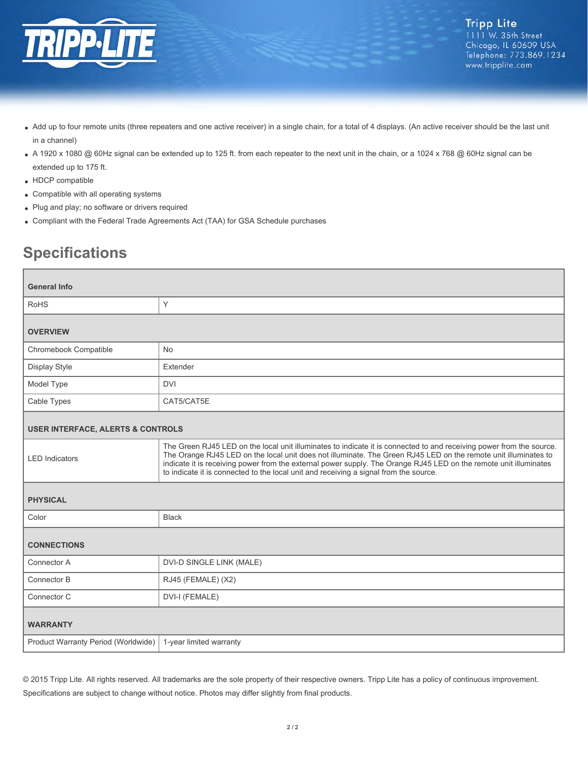- Add up to four remote units (three repeaters and one active receiver) in a single chain, for a total of 4 displays. (An active receiver should be the last unit in a channel)
- A 1920 x 1080 @ 60Hz signal can be extended up to 125 ft. from each repeater to the next unit in the chain, or a 1024 x 768 @ 60Hz signal can be extended up to 175 ft.
- HDCP compatible
- Compatible with all operating systems
- Plug and play; no software or drivers required
- Compliant with the Federal Trade Agreements Act (TAA) for GSA Schedule purchases

## Specifications

| | |
|---|---|
| **General Info** | |
| RoHS | Y |
| **OVERVIEW** | |
| Chromebook Compatible | No |
| Display Style | Extender |
| Model Type | DVI |
| Cable Types | CAT5/CAT5E |
| **USER INTERFACE, ALERTS & CONTROLS** | |
| LED Indicators | The Green RJ45 LED on the local unit illuminates to indicate it is connected to and receiving power from the source. The Orange RJ45 LED on the local unit does not illuminate. The Green RJ45 LED on the remote unit illuminates to indicate it is receiving power from the external power supply. The Orange RJ45 LED on the remote unit illuminates to indicate it is connected to the local unit and receiving a signal from the source. |
| **PHYSICAL** | |
| Color | Black |
| **CONNECTIONS** | |
| Connector A | DVI-D SINGLE LINK (MALE) |
| Connector B | RJ45 (FEMALE) (X2) |
| Connector C | DVI-I (FEMALE) |
| **WARRANTY** | |
| Product Warranty Period (Worldwide) | 1-year limited warranty |

© 2015 Tripp Lite. All rights reserved. All trademarks are the sole property of their respective owners. Tripp Lite has a policy of continuous improvement. Specifications are subject to change without notice. Photos may differ slightly from final products.